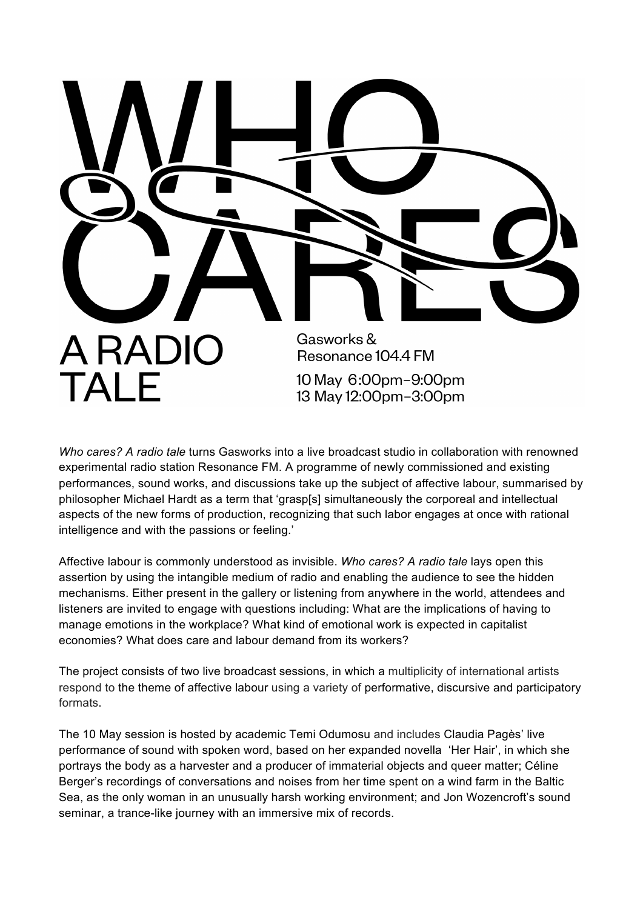# WHO CARES

## A RADIO TALE

Gasworks &
Resonance 104.4 FM

10 May 6:00pm–9:00pm
13 May 12:00pm–3:00pm

*Who cares? A radio tale* turns Gasworks into a live broadcast studio in collaboration with renowned experimental radio station Resonance FM. A programme of newly commissioned and existing performances, sound works, and discussions take up the subject of affective labour, summarised by philosopher Michael Hardt as a term that 'grasp[s] simultaneously the corporeal and intellectual aspects of the new forms of production, recognizing that such labor engages at once with rational intelligence and with the passions or feeling.'

Affective labour is commonly understood as invisible. *Who cares? A radio tale* lays open this assertion by using the intangible medium of radio and enabling the audience to see the hidden mechanisms. Either present in the gallery or listening from anywhere in the world, attendees and listeners are invited to engage with questions including: What are the implications of having to manage emotions in the workplace? What kind of emotional work is expected in capitalist economies? What does care and labour demand from its workers?

The project consists of two live broadcast sessions, in which a multiplicity of international artists respond to the theme of affective labour using a variety of performative, discursive and participatory formats.

The 10 May session is hosted by academic Temi Odumosu and includes Claudia Pagès' live performance of sound with spoken word, based on her expanded novella 'Her Hair', in which she portrays the body as a harvester and a producer of immaterial objects and queer matter; Céline Berger's recordings of conversations and noises from her time spent on a wind farm in the Baltic Sea, as the only woman in an unusually harsh working environment; and Jon Wozencroft's sound seminar, a trance-like journey with an immersive mix of records.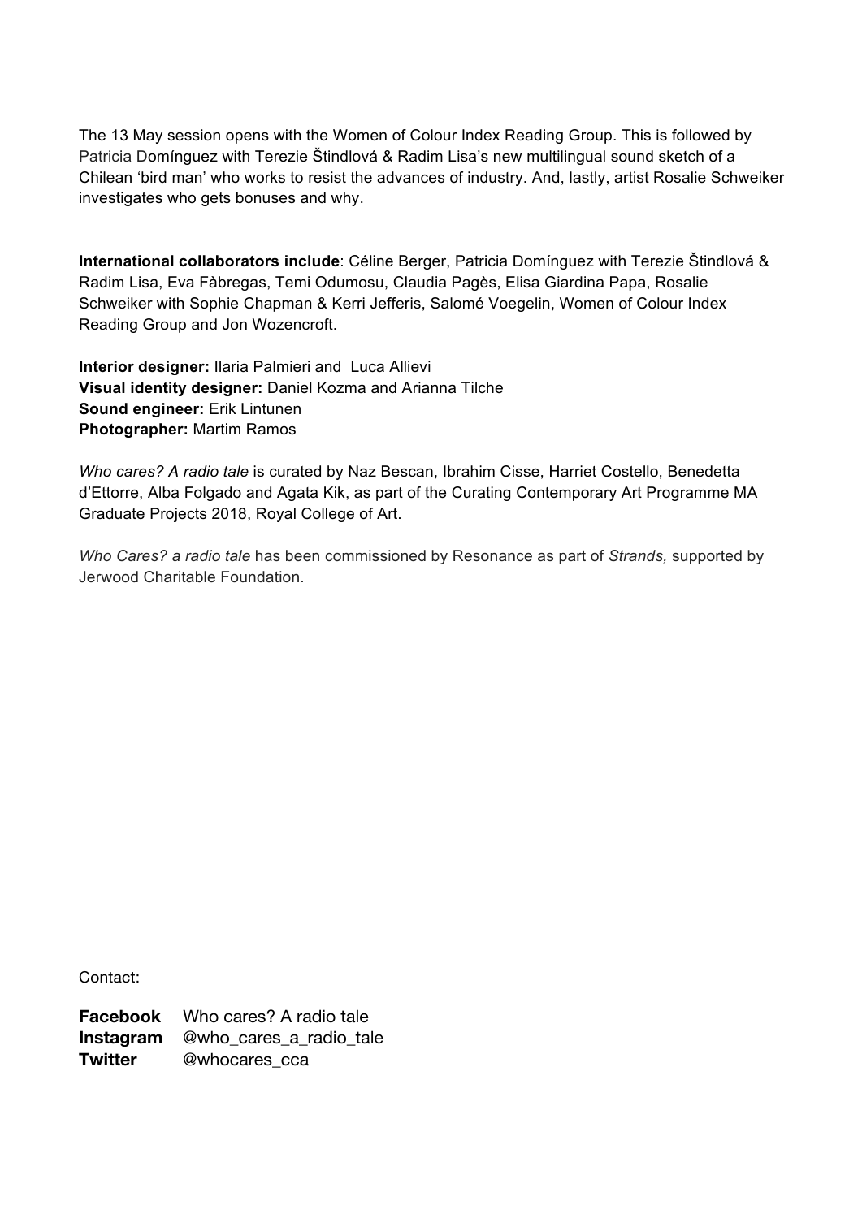The 13 May session opens with the Women of Colour Index Reading Group. This is followed by Patricia Domínguez with Terezie Štindlová & Radim Lisa's new multilingual sound sketch of a Chilean 'bird man' who works to resist the advances of industry. And, lastly, artist Rosalie Schweiker investigates who gets bonuses and why.

**International collaborators include**: Céline Berger, Patricia Domínguez with Terezie Štindlová & Radim Lisa, Eva Fàbregas, Temi Odumosu, Claudia Pagès, Elisa Giardina Papa, Rosalie Schweiker with Sophie Chapman & Kerri Jefferis, Salomé Voegelin, Women of Colour Index Reading Group and Jon Wozencroft.

**Interior designer:** Ilaria Palmieri and Luca Allievi
**Visual identity designer:** Daniel Kozma and Arianna Tilche
**Sound engineer:** Erik Lintunen
**Photographer:** Martim Ramos

*Who cares? A radio tale* is curated by Naz Bescan, Ibrahim Cisse, Harriet Costello, Benedetta d'Ettorre, Alba Folgado and Agata Kik, as part of the Curating Contemporary Art Programme MA Graduate Projects 2018, Royal College of Art.

*Who Cares? a radio tale* has been commissioned by Resonance as part of *Strands,* supported by Jerwood Charitable Foundation.

Contact:

**Facebook** Who cares? A radio tale
**Instagram** @who_cares_a_radio_tale
**Twitter** @whocares_cca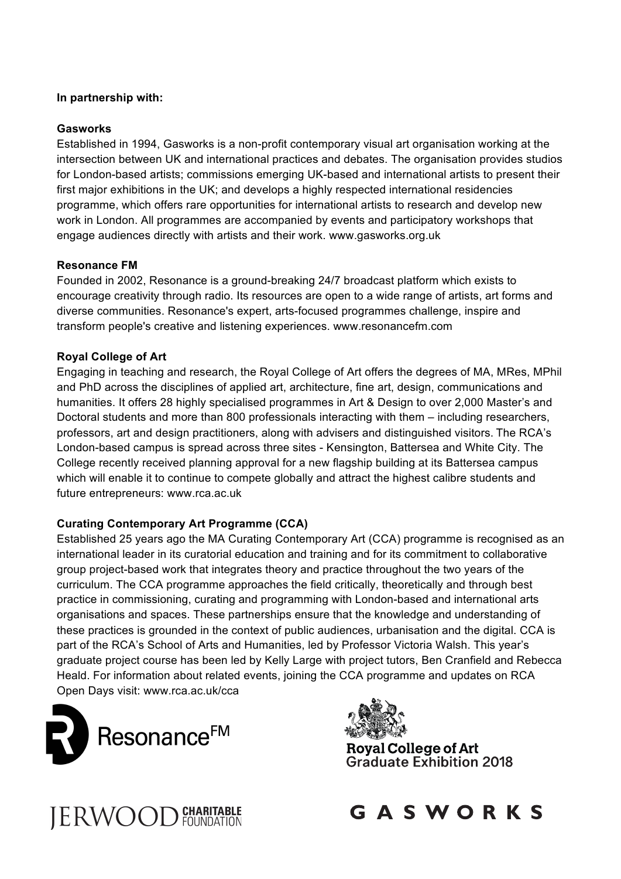**In partnership with:**

**Gasworks**
Established in 1994, Gasworks is a non-profit contemporary visual art organisation working at the intersection between UK and international practices and debates. The organisation provides studios for London-based artists; commissions emerging UK-based and international artists to present their first major exhibitions in the UK; and develops a highly respected international residencies programme, which offers rare opportunities for international artists to research and develop new work in London. All programmes are accompanied by events and participatory workshops that engage audiences directly with artists and their work. www.gasworks.org.uk

**Resonance FM**
Founded in 2002, Resonance is a ground-breaking 24/7 broadcast platform which exists to encourage creativity through radio. Its resources are open to a wide range of artists, art forms and diverse communities. Resonance's expert, arts-focused programmes challenge, inspire and transform people's creative and listening experiences. www.resonancefm.com

**Royal College of Art**
Engaging in teaching and research, the Royal College of Art offers the degrees of MA, MRes, MPhil and PhD across the disciplines of applied art, architecture, fine art, design, communications and humanities. It offers 28 highly specialised programmes in Art & Design to over 2,000 Master's and Doctoral students and more than 800 professionals interacting with them – including researchers, professors, art and design practitioners, along with advisers and distinguished visitors. The RCA's London-based campus is spread across three sites - Kensington, Battersea and White City. The College recently received planning approval for a new flagship building at its Battersea campus which will enable it to continue to compete globally and attract the highest calibre students and future entrepreneurs: www.rca.ac.uk

**Curating Contemporary Art Programme (CCA)**
Established 25 years ago the MA Curating Contemporary Art (CCA) programme is recognised as an international leader in its curatorial education and training and for its commitment to collaborative group project-based work that integrates theory and practice throughout the two years of the curriculum. The CCA programme approaches the field critically, theoretically and through best practice in commissioning, curating and programming with London-based and international arts organisations and spaces. These partnerships ensure that the knowledge and understanding of these practices is grounded in the context of public audiences, urbanisation and the digital. CCA is part of the RCA's School of Arts and Humanities, led by Professor Victoria Walsh. This year's graduate project course has been led by Kelly Large with project tutors, Ben Cranfield and Rebecca Heald. For information about related events, joining the CCA programme and updates on RCA Open Days visit: www.rca.ac.uk/cca

Resonance FM

Royal College of Art
Graduate Exhibition 2018

JERWOOD CHARITABLE FOUNDATION

GASWORKS